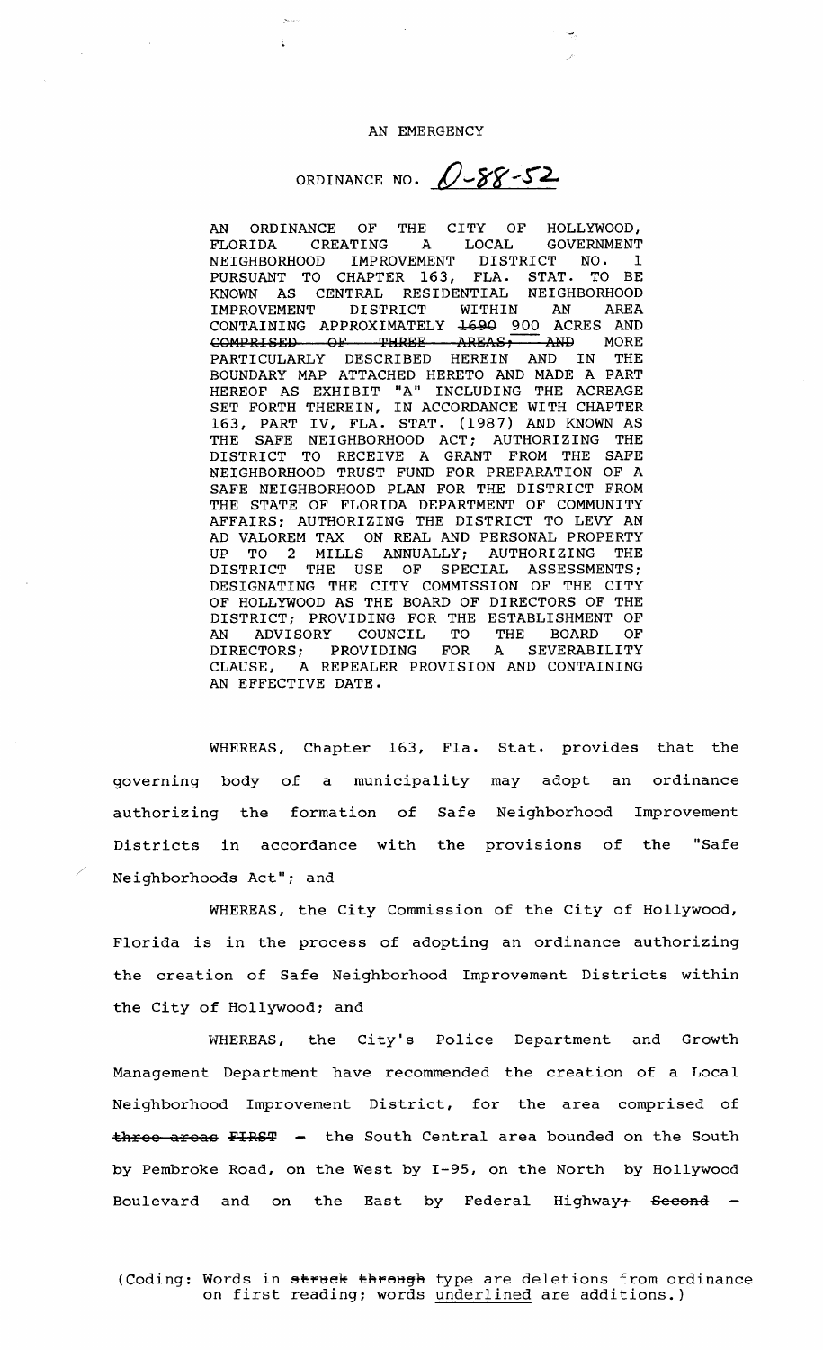AN EMERGENCY

ORDINANCE NO. O-88-52

AN ORDINANCE OF THE CITY OF HOLLYWOOD, FLORIDA CREATING A LOCAL GOVERNMENT NEIGHBORHOOD IMPROVEMENT DISTRICT NO. 1 PURSUANT TO CHAPTER 163, FLA. STAT. TO BE KNOWN AS CENTRAL RESIDENTIAL NEIGHBORHOOD IMPROVEMENT DISTRICT WITHIN AN AREA CONTAINING APPROXIMATELY ~~1690~~ <u>900</u> ACRES AND ~~COMPRISED OF THREE AREAS; AND~~ MORE PARTICULARLY DESCRIBED HEREIN AND IN THE BOUNDARY MAP ATTACHED HERETO AND MADE A PART HEREOF AS EXHIBIT "A" INCLUDING THE ACREAGE SET FORTH THEREIN, IN ACCORDANCE WITH CHAPTER 163, PART IV, FLA. STAT. (1987) AND KNOWN AS THE SAFE NEIGHBORHOOD ACT; AUTHORIZING THE DISTRICT TO RECEIVE A GRANT FROM THE SAFE NEIGHBORHOOD TRUST FUND FOR PREPARATION OF A SAFE NEIGHBORHOOD PLAN FOR THE DISTRICT FROM THE STATE OF FLORIDA DEPARTMENT OF COMMUNITY AFFAIRS; AUTHORIZING THE DISTRICT TO LEVY AN AD VALOREM TAX ON REAL AND PERSONAL PROPERTY UP TO 2 MILLS ANNUALLY; AUTHORIZING THE DISTRICT THE USE OF SPECIAL ASSESSMENTS; DESIGNATING THE CITY COMMISSION OF THE CITY OF HOLLYWOOD AS THE BOARD OF DIRECTORS OF THE DISTRICT; PROVIDING FOR THE ESTABLISHMENT OF AN ADVISORY COUNCIL TO THE BOARD OF DIRECTORS; PROVIDING FOR A SEVERABILITY CLAUSE, A REPEALER PROVISION AND CONTAINING AN EFFECTIVE DATE.

WHEREAS, Chapter 163, Fla. Stat. provides that the governing body of a municipality may adopt an ordinance authorizing the formation of Safe Neighborhood Improvement Districts in accordance with the provisions of the "Safe Neighborhoods Act"; and

WHEREAS, the City Commission of the City of Hollywood, Florida is in the process of adopting an ordinance authorizing the creation of Safe Neighborhood Improvement Districts within the City of Hollywood; and

WHEREAS, the City's Police Department and Growth Management Department have recommended the creation of a Local Neighborhood Improvement District, for the area comprised of ~~three areas FIRST~~ – the South Central area bounded on the South by Pembroke Road, on the West by I-95, on the North by Hollywood Boulevard and on the East by Federal Highway~~;~~ ~~Second~~ –

(Coding: Words in ~~struck through~~ type are deletions from ordinance on first reading; words <u>underlined</u> are additions.)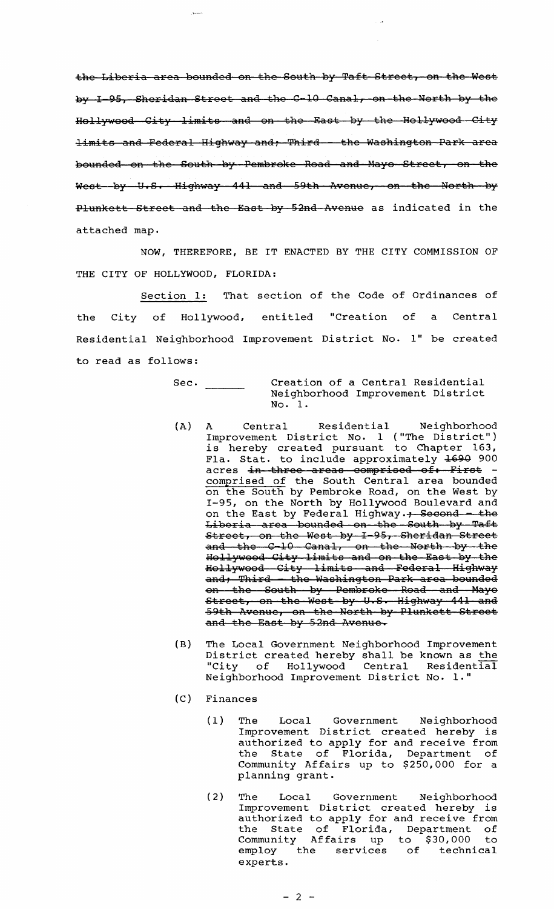~~the Liberia area bounded on the South by Taft Street, on the West by I-95, Sheridan Street and the C-10 Canal, on the North by the Hollywood City limits and on the East by the Hollywood City limits and Federal Highway and; Third - the Washington Park area bounded on the South by Pembroke Road and Mayo Street, on the West by U.S. Highway 441 and 59th Avenue, on the North by Plunkett Street and the East by 52nd Avenue~~ as indicated in the attached map.

NOW, THEREFORE, BE IT ENACTED BY THE CITY COMMISSION OF THE CITY OF HOLLYWOOD, FLORIDA:

Section 1: That section of the Code of Ordinances of the City of Hollywood, entitled "Creation of a Central Residential Neighborhood Improvement District No. 1" be created to read as follows:

Sec. \_\_\_\_\_\_ Creation of a Central Residential Neighborhood Improvement District No. 1.

(A) A Central Residential Neighborhood Improvement District No. 1 ("The District") is hereby created pursuant to Chapter 163, Fla. Stat. to include approximately ~~1690~~ 900 acres ~~in three areas comprised of: First -~~ comprised of the South Central area bounded on the South by Pembroke Road, on the West by I-95, on the North by Hollywood Boulevard and on the East by Federal Highway.~~; Second - the Liberia area bounded on the South by Taft Street, on the West by I-95, Sheridan Street and the C-10 Canal, on the North by the Hollywood City limits and on the East by the Hollywood City limits and Federal Highway and; Third - the Washington Park area bounded on the South by Pembroke Road and Mayo Street, on the West by U.S. Highway 441 and 59th Avenue, on the North by Plunkett Street and the East by 52nd Avenue.~~

(B) The Local Government Neighborhood Improvement District created hereby shall be known as the "City of Hollywood Central Residential Neighborhood Improvement District No. 1."

(C) Finances

(1) The Local Government Neighborhood Improvement District created hereby is authorized to apply for and receive from the State of Florida, Department of Community Affairs up to $250,000 for a planning grant.

(2) The Local Government Neighborhood Improvement District created hereby is authorized to apply for and receive from the State of Florida, Department of Community Affairs up to $30,000 to employ the services of technical experts.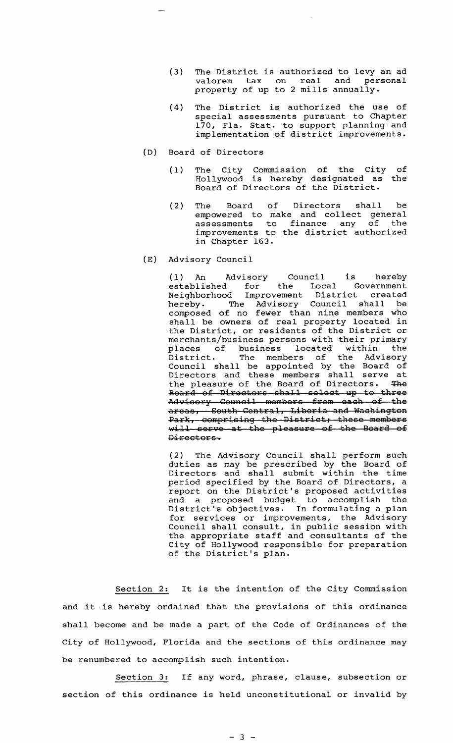(3) The District is authorized to levy an ad valorem tax on real and personal property of up to 2 mills annually.

(4) The District is authorized the use of special assessments pursuant to Chapter 170, Fla. Stat. to support planning and implementation of district improvements.

(D) Board of Directors

(1) The City Commission of the City of Hollywood is hereby designated as the Board of Directors of the District.

(2) The Board of Directors shall be empowered to make and collect general assessments to finance any of the improvements to the district authorized in Chapter 163.

(E) Advisory Council

(1) An Advisory Council is hereby established for the Local Government Neighborhood Improvement District created hereby. The Advisory Council shall be composed of no fewer than nine members who shall be owners of real property located in the District, or residents of the District or merchants/business persons with their primary places of business located within the District. The members of the Advisory Council shall be appointed by the Board of Directors and these members shall serve at the pleasure of the Board of Directors. ~~The Board of Directors shall select up to three Advisory Council members from each of the areas, South Central, Liberia and Washington Park, comprising the District; these members will serve at the pleasure of the Board of Directors.~~

(2) The Advisory Council shall perform such duties as may be prescribed by the Board of Directors and shall submit within the time period specified by the Board of Directors, a report on the District's proposed activities and a proposed budget to accomplish the District's objectives. In formulating a plan for services or improvements, the Advisory Council shall consult, in public session with the appropriate staff and consultants of the City of Hollywood responsible for preparation of the District's plan.

Section 2: It is the intention of the City Commission and it is hereby ordained that the provisions of this ordinance shall become and be made a part of the Code of Ordinances of the City of Hollywood, Florida and the sections of this ordinance may be renumbered to accomplish such intention.

Section 3: If any word, phrase, clause, subsection or section of this ordinance is held unconstitutional or invalid by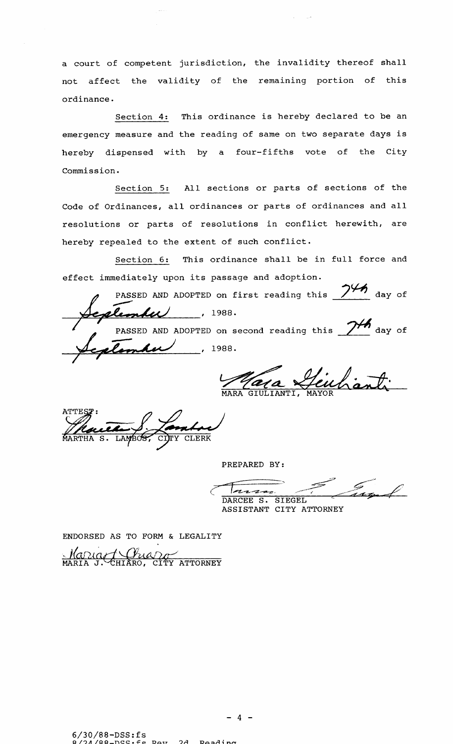a court of competent jurisdiction, the invalidity thereof shall not affect the validity of the remaining portion of this ordinance.

Section 4: This ordinance is hereby declared to be an emergency measure and the reading of same on two separate days is hereby dispensed with by a four-fifths vote of the City Commission.

Section 5: All sections or parts of sections of the Code of Ordinances, all ordinances or parts of ordinances and all resolutions or parts of resolutions in conflict herewith, are hereby repealed to the extent of such conflict.

Section 6: This ordinance shall be in full force and effect immediately upon its passage and adoption.

PASSED AND ADOPTED on first reading this 7th day of September, 1988.

PASSED AND ADOPTED on second reading this 7th day of September, 1988.

Mara Giulianti

MARA GIULIANTI, MAYOR

ATTEST:

Martha S. Lambos

MARTHA S. LAMBOS, CITY CLERK

PREPARED BY:

Darcee S. Siegel

DARCEE S. SIEGEL
ASSISTANT CITY ATTORNEY

ENDORSED AS TO FORM & LEGALITY

Maria J. Chiaro

MARIA J. CHIARO, CITY ATTORNEY

6/30/88-DSS:fs
8/24/88-DSS:fs Rev. 2d. Reading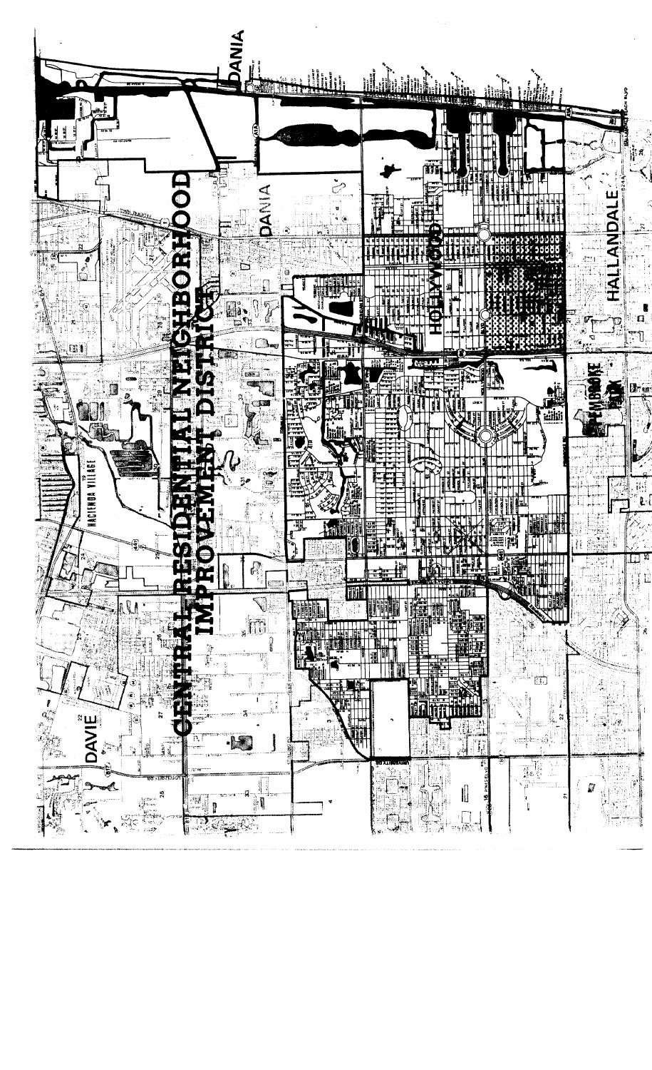# CENTRAL RESIDENTIAL NEIGHBORHOOD IMPROVEMENT DISTRICT

DANIA

DANIA

HOLLYWOOD

HALLANDALE

PEMBROKE PARK

HACIENDA VILLAGE

DAVIE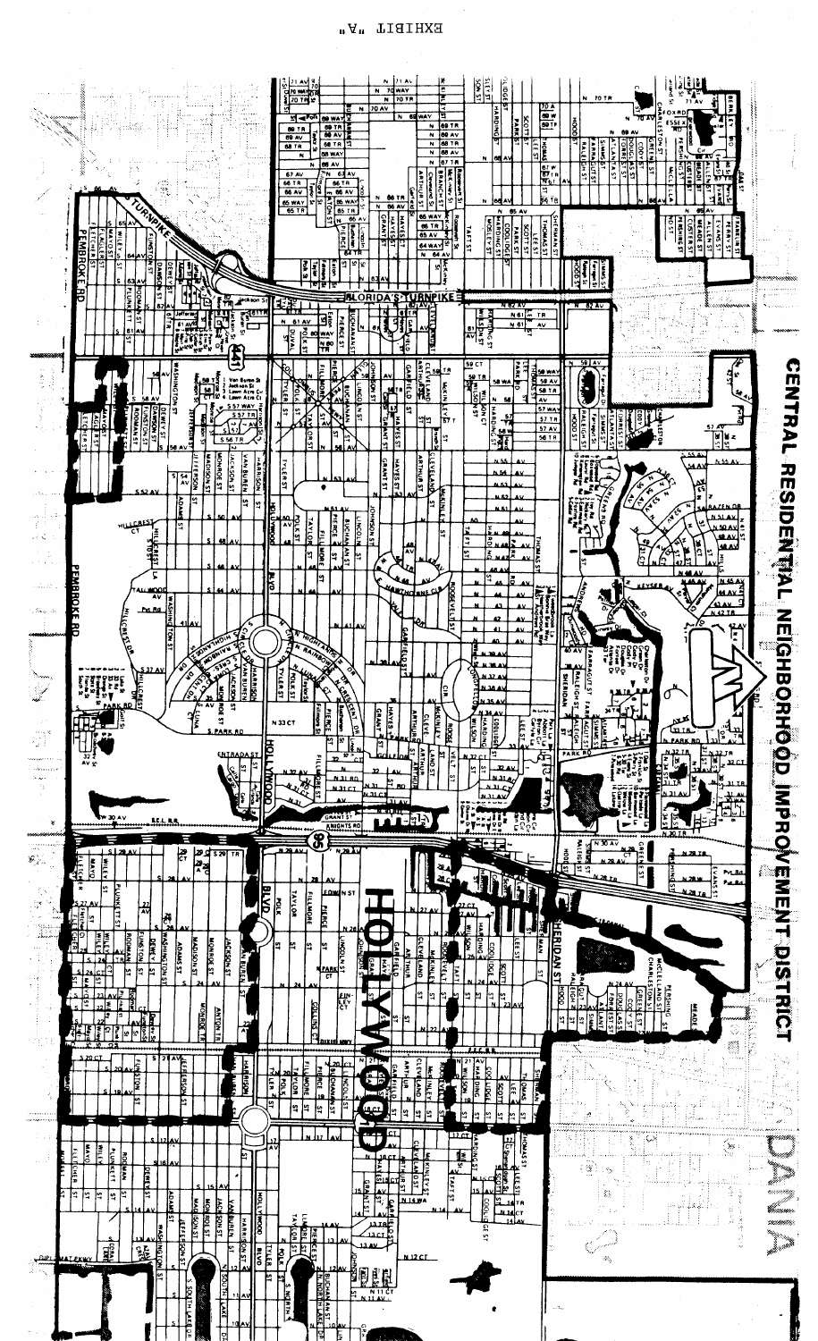EXHIBIT "A"

# CENTRAL RESIDENTIAL NEIGHBORHOOD IMPROVEMENT DISTRICT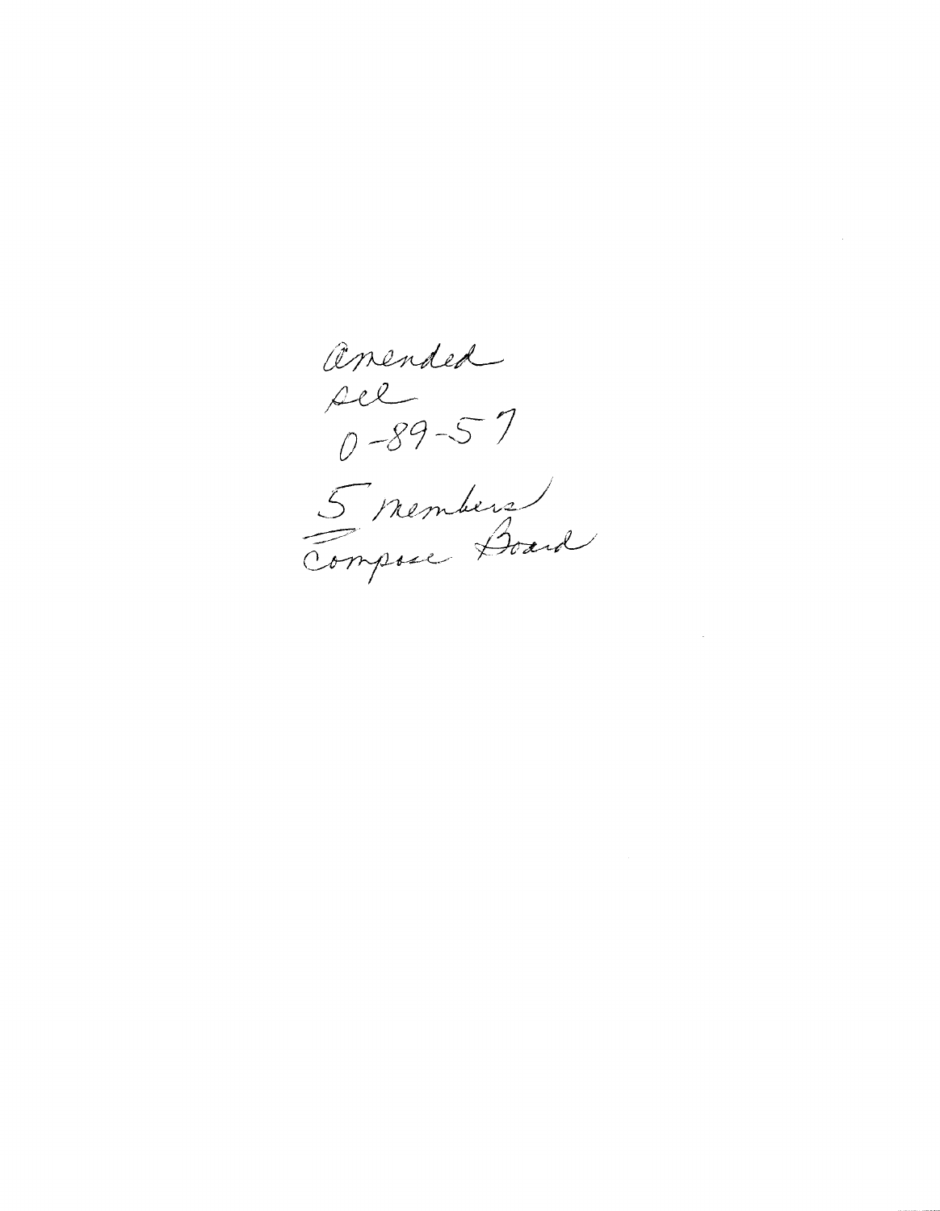amended
see
0-89-57

5 members
Compose Board